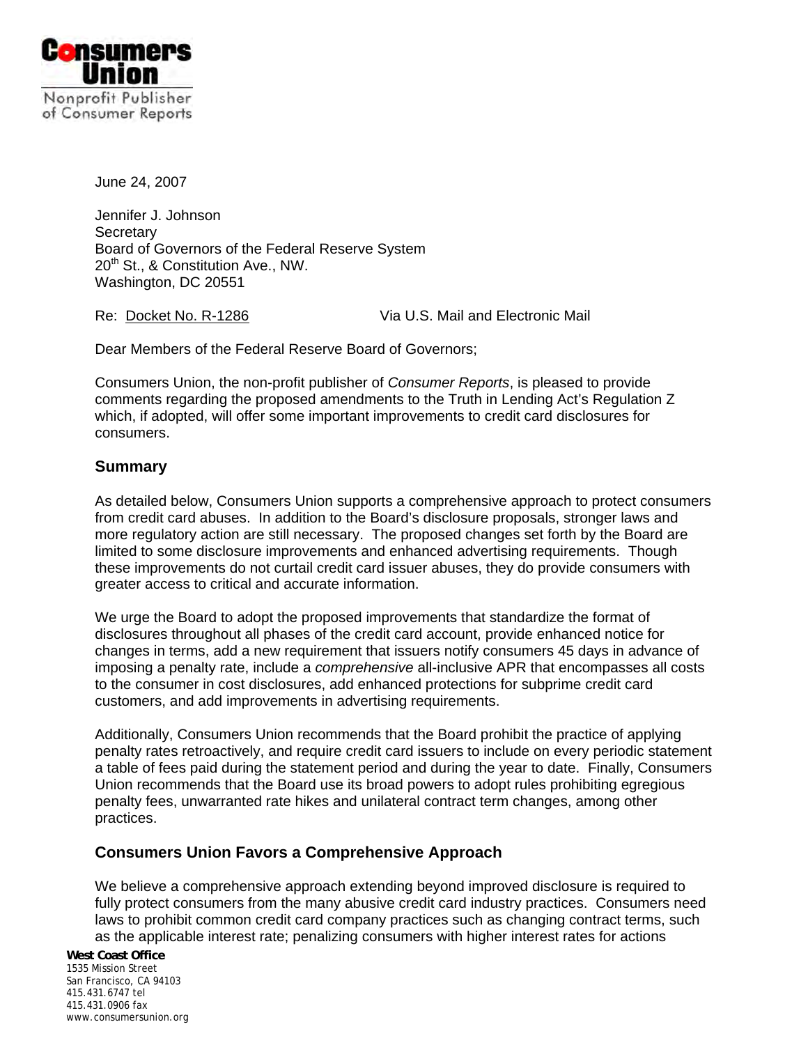**Consumers Union**

Nonprofit Publisher of Consumer Reports

June 24, 2007

Jennifer J. Johnson
Secretary
Board of Governors of the Federal Reserve System
20th St., & Constitution Ave., NW.
Washington, DC 20551

Re: Docket No. R-1286 Via U.S. Mail and Electronic Mail

Dear Members of the Federal Reserve Board of Governors;

Consumers Union, the non-profit publisher of *Consumer Reports*, is pleased to provide comments regarding the proposed amendments to the Truth in Lending Act's Regulation Z which, if adopted, will offer some important improvements to credit card disclosures for consumers.

## Summary

As detailed below, Consumers Union supports a comprehensive approach to protect consumers from credit card abuses. In addition to the Board's disclosure proposals, stronger laws and more regulatory action are still necessary. The proposed changes set forth by the Board are limited to some disclosure improvements and enhanced advertising requirements. Though these improvements do not curtail credit card issuer abuses, they do provide consumers with greater access to critical and accurate information.

We urge the Board to adopt the proposed improvements that standardize the format of disclosures throughout all phases of the credit card account, provide enhanced notice for changes in terms, add a new requirement that issuers notify consumers 45 days in advance of imposing a penalty rate, include a *comprehensive* all-inclusive APR that encompasses all costs to the consumer in cost disclosures, add enhanced protections for subprime credit card customers, and add improvements in advertising requirements.

Additionally, Consumers Union recommends that the Board prohibit the practice of applying penalty rates retroactively, and require credit card issuers to include on every periodic statement a table of fees paid during the statement period and during the year to date. Finally, Consumers Union recommends that the Board use its broad powers to adopt rules prohibiting egregious penalty fees, unwarranted rate hikes and unilateral contract term changes, among other practices.

## Consumers Union Favors a Comprehensive Approach

We believe a comprehensive approach extending beyond improved disclosure is required to fully protect consumers from the many abusive credit card industry practices. Consumers need laws to prohibit common credit card company practices such as changing contract terms, such as the applicable interest rate; penalizing consumers with higher interest rates for actions

**West Coast Office**
1535 Mission Street
San Francisco, CA 94103
415.431.6747 tel
415.431.0906 fax
www.consumersunion.org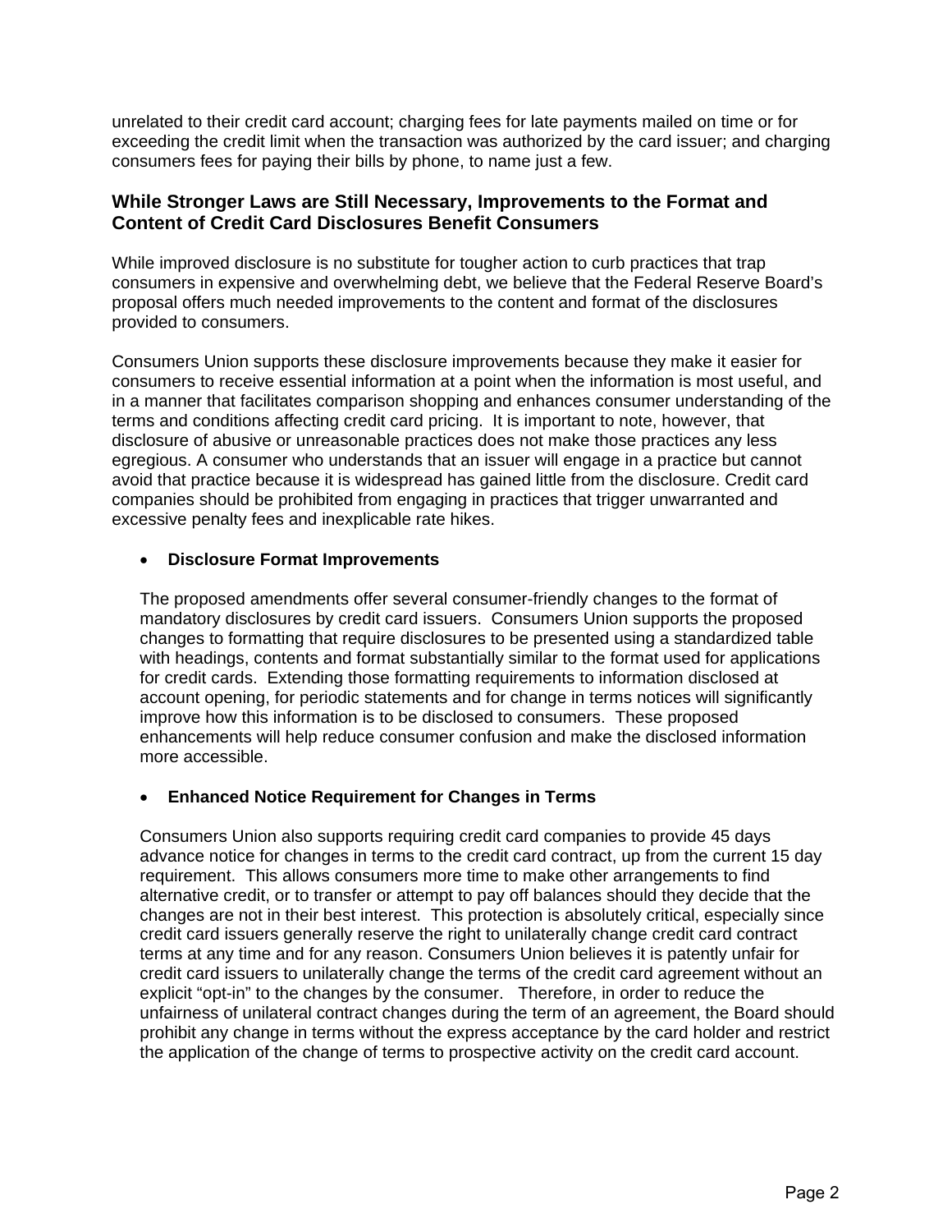unrelated to their credit card account; charging fees for late payments mailed on time or for exceeding the credit limit when the transaction was authorized by the card issuer; and charging consumers fees for paying their bills by phone, to name just a few.

## While Stronger Laws are Still Necessary, Improvements to the Format and Content of Credit Card Disclosures Benefit Consumers

While improved disclosure is no substitute for tougher action to curb practices that trap consumers in expensive and overwhelming debt, we believe that the Federal Reserve Board's proposal offers much needed improvements to the content and format of the disclosures provided to consumers.

Consumers Union supports these disclosure improvements because they make it easier for consumers to receive essential information at a point when the information is most useful, and in a manner that facilitates comparison shopping and enhances consumer understanding of the terms and conditions affecting credit card pricing. It is important to note, however, that disclosure of abusive or unreasonable practices does not make those practices any less egregious. A consumer who understands that an issuer will engage in a practice but cannot avoid that practice because it is widespread has gained little from the disclosure. Credit card companies should be prohibited from engaging in practices that trigger unwarranted and excessive penalty fees and inexplicable rate hikes.

- **Disclosure Format Improvements**

  The proposed amendments offer several consumer-friendly changes to the format of mandatory disclosures by credit card issuers. Consumers Union supports the proposed changes to formatting that require disclosures to be presented using a standardized table with headings, contents and format substantially similar to the format used for applications for credit cards. Extending those formatting requirements to information disclosed at account opening, for periodic statements and for change in terms notices will significantly improve how this information is to be disclosed to consumers. These proposed enhancements will help reduce consumer confusion and make the disclosed information more accessible.

- **Enhanced Notice Requirement for Changes in Terms**

  Consumers Union also supports requiring credit card companies to provide 45 days advance notice for changes in terms to the credit card contract, up from the current 15 day requirement. This allows consumers more time to make other arrangements to find alternative credit, or to transfer or attempt to pay off balances should they decide that the changes are not in their best interest. This protection is absolutely critical, especially since credit card issuers generally reserve the right to unilaterally change credit card contract terms at any time and for any reason. Consumers Union believes it is patently unfair for credit card issuers to unilaterally change the terms of the credit card agreement without an explicit "opt-in" to the changes by the consumer. Therefore, in order to reduce the unfairness of unilateral contract changes during the term of an agreement, the Board should prohibit any change in terms without the express acceptance by the card holder and restrict the application of the change of terms to prospective activity on the credit card account.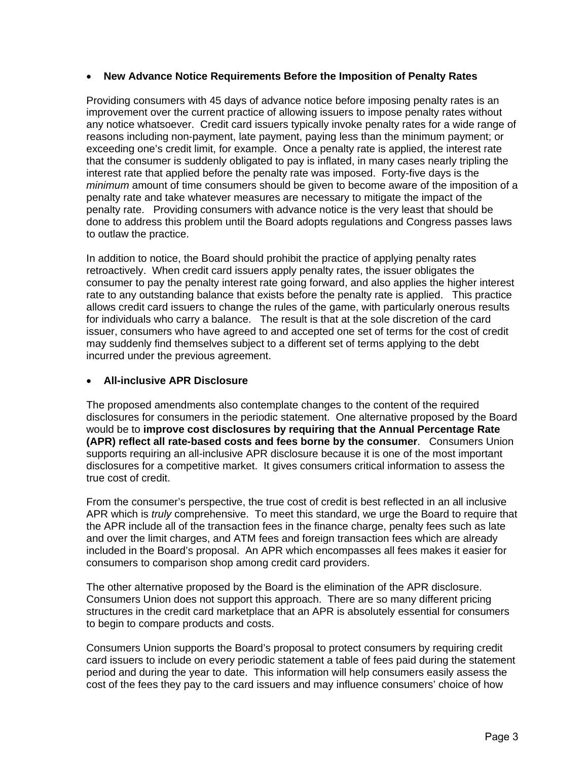- **New Advance Notice Requirements Before the Imposition of Penalty Rates**

Providing consumers with 45 days of advance notice before imposing penalty rates is an improvement over the current practice of allowing issuers to impose penalty rates without any notice whatsoever. Credit card issuers typically invoke penalty rates for a wide range of reasons including non-payment, late payment, paying less than the minimum payment; or exceeding one's credit limit, for example. Once a penalty rate is applied, the interest rate that the consumer is suddenly obligated to pay is inflated, in many cases nearly tripling the interest rate that applied before the penalty rate was imposed. Forty-five days is the *minimum* amount of time consumers should be given to become aware of the imposition of a penalty rate and take whatever measures are necessary to mitigate the impact of the penalty rate. Providing consumers with advance notice is the very least that should be done to address this problem until the Board adopts regulations and Congress passes laws to outlaw the practice.

In addition to notice, the Board should prohibit the practice of applying penalty rates retroactively. When credit card issuers apply penalty rates, the issuer obligates the consumer to pay the penalty interest rate going forward, and also applies the higher interest rate to any outstanding balance that exists before the penalty rate is applied. This practice allows credit card issuers to change the rules of the game, with particularly onerous results for individuals who carry a balance. The result is that at the sole discretion of the card issuer, consumers who have agreed to and accepted one set of terms for the cost of credit may suddenly find themselves subject to a different set of terms applying to the debt incurred under the previous agreement.

- **All-inclusive APR Disclosure**

The proposed amendments also contemplate changes to the content of the required disclosures for consumers in the periodic statement. One alternative proposed by the Board would be to **improve cost disclosures by requiring that the Annual Percentage Rate (APR) reflect all rate-based costs and fees borne by the consumer**. Consumers Union supports requiring an all-inclusive APR disclosure because it is one of the most important disclosures for a competitive market. It gives consumers critical information to assess the true cost of credit.

From the consumer's perspective, the true cost of credit is best reflected in an all inclusive APR which is *truly* comprehensive. To meet this standard, we urge the Board to require that the APR include all of the transaction fees in the finance charge, penalty fees such as late and over the limit charges, and ATM fees and foreign transaction fees which are already included in the Board's proposal. An APR which encompasses all fees makes it easier for consumers to comparison shop among credit card providers.

The other alternative proposed by the Board is the elimination of the APR disclosure. Consumers Union does not support this approach. There are so many different pricing structures in the credit card marketplace that an APR is absolutely essential for consumers to begin to compare products and costs.

Consumers Union supports the Board's proposal to protect consumers by requiring credit card issuers to include on every periodic statement a table of fees paid during the statement period and during the year to date. This information will help consumers easily assess the cost of the fees they pay to the card issuers and may influence consumers' choice of how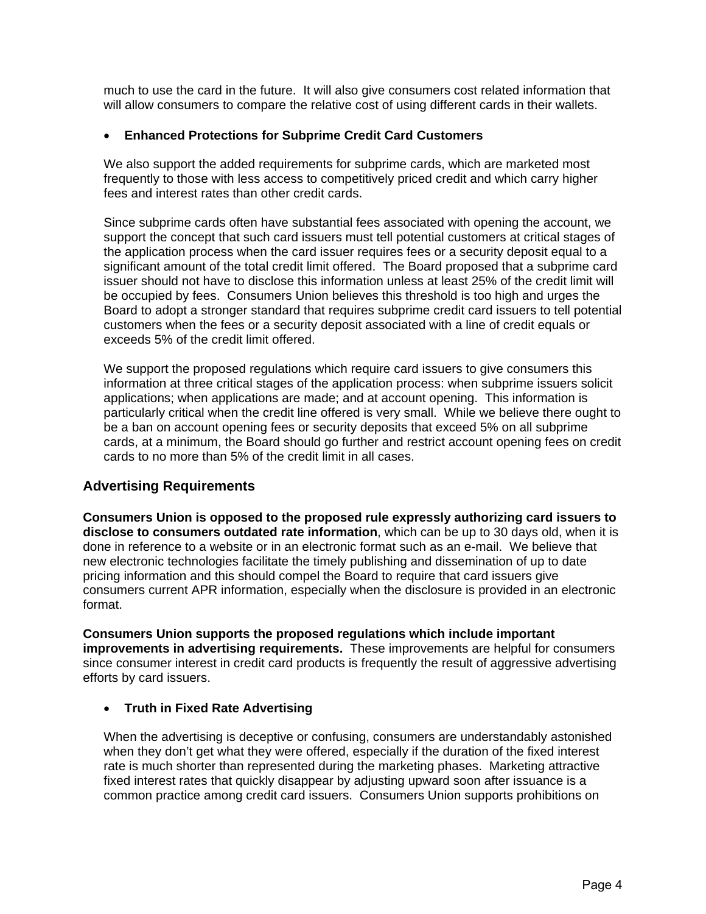much to use the card in the future. It will also give consumers cost related information that will allow consumers to compare the relative cost of using different cards in their wallets.

- **Enhanced Protections for Subprime Credit Card Customers**

We also support the added requirements for subprime cards, which are marketed most frequently to those with less access to competitively priced credit and which carry higher fees and interest rates than other credit cards.

Since subprime cards often have substantial fees associated with opening the account, we support the concept that such card issuers must tell potential customers at critical stages of the application process when the card issuer requires fees or a security deposit equal to a significant amount of the total credit limit offered. The Board proposed that a subprime card issuer should not have to disclose this information unless at least 25% of the credit limit will be occupied by fees. Consumers Union believes this threshold is too high and urges the Board to adopt a stronger standard that requires subprime credit card issuers to tell potential customers when the fees or a security deposit associated with a line of credit equals or exceeds 5% of the credit limit offered.

We support the proposed regulations which require card issuers to give consumers this information at three critical stages of the application process: when subprime issuers solicit applications; when applications are made; and at account opening. This information is particularly critical when the credit line offered is very small. While we believe there ought to be a ban on account opening fees or security deposits that exceed 5% on all subprime cards, at a minimum, the Board should go further and restrict account opening fees on credit cards to no more than 5% of the credit limit in all cases.

## Advertising Requirements

**Consumers Union is opposed to the proposed rule expressly authorizing card issuers to disclose to consumers outdated rate information**, which can be up to 30 days old, when it is done in reference to a website or in an electronic format such as an e-mail. We believe that new electronic technologies facilitate the timely publishing and dissemination of up to date pricing information and this should compel the Board to require that card issuers give consumers current APR information, especially when the disclosure is provided in an electronic format.

**Consumers Union supports the proposed regulations which include important improvements in advertising requirements.** These improvements are helpful for consumers since consumer interest in credit card products is frequently the result of aggressive advertising efforts by card issuers.

- **Truth in Fixed Rate Advertising**

When the advertising is deceptive or confusing, consumers are understandably astonished when they don't get what they were offered, especially if the duration of the fixed interest rate is much shorter than represented during the marketing phases. Marketing attractive fixed interest rates that quickly disappear by adjusting upward soon after issuance is a common practice among credit card issuers. Consumers Union supports prohibitions on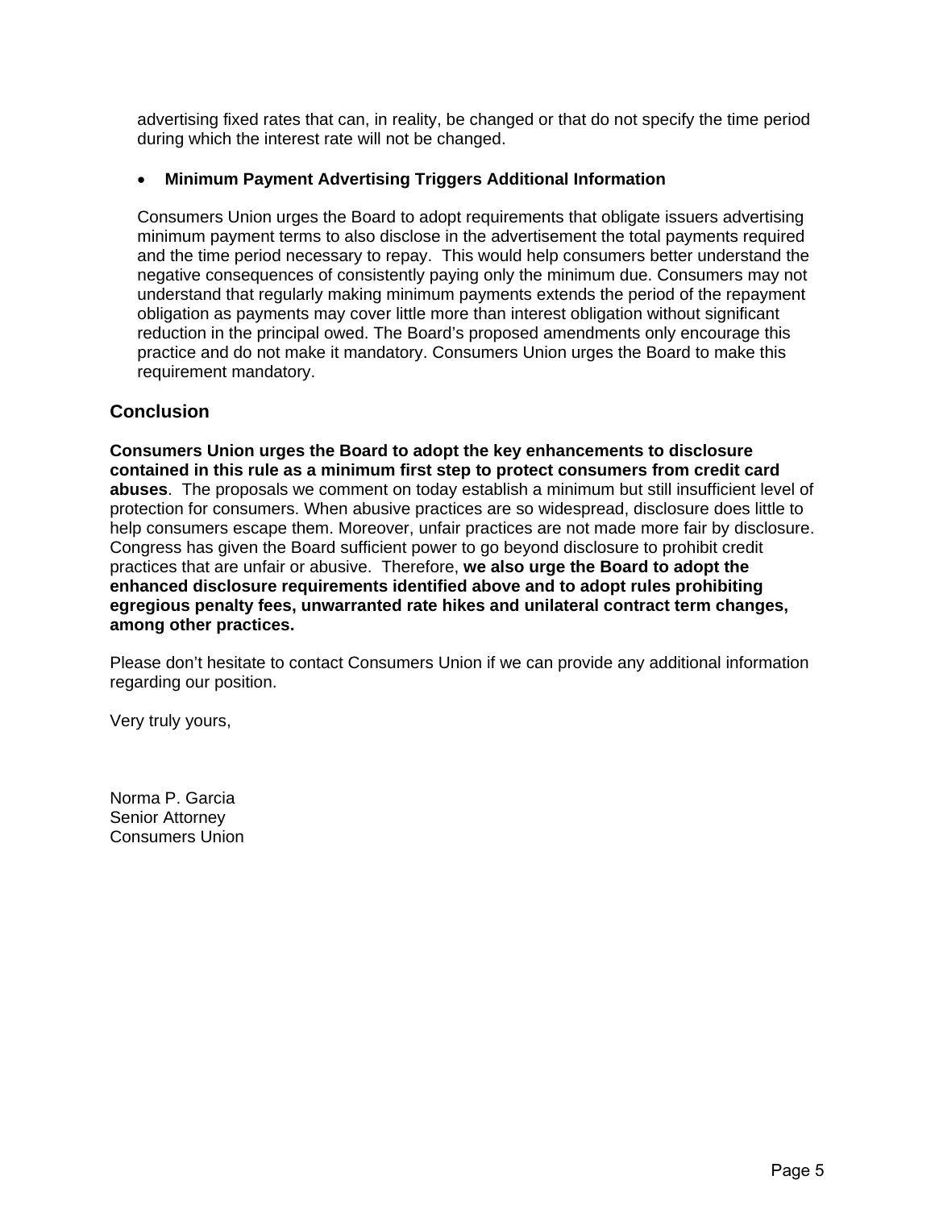advertising fixed rates that can, in reality, be changed or that do not specify the time period during which the interest rate will not be changed.

- **Minimum Payment Advertising Triggers Additional Information**

Consumers Union urges the Board to adopt requirements that obligate issuers advertising minimum payment terms to also disclose in the advertisement the total payments required and the time period necessary to repay. This would help consumers better understand the negative consequences of consistently paying only the minimum due. Consumers may not understand that regularly making minimum payments extends the period of the repayment obligation as payments may cover little more than interest obligation without significant reduction in the principal owed. The Board's proposed amendments only encourage this practice and do not make it mandatory. Consumers Union urges the Board to make this requirement mandatory.

## Conclusion

**Consumers Union urges the Board to adopt the key enhancements to disclosure contained in this rule as a minimum first step to protect consumers from credit card abuses**. The proposals we comment on today establish a minimum but still insufficient level of protection for consumers. When abusive practices are so widespread, disclosure does little to help consumers escape them. Moreover, unfair practices are not made more fair by disclosure. Congress has given the Board sufficient power to go beyond disclosure to prohibit credit practices that are unfair or abusive. Therefore, **we also urge the Board to adopt the enhanced disclosure requirements identified above and to adopt rules prohibiting egregious penalty fees, unwarranted rate hikes and unilateral contract term changes, among other practices.**

Please don't hesitate to contact Consumers Union if we can provide any additional information regarding our position.

Very truly yours,

Norma P. Garcia
Senior Attorney
Consumers Union